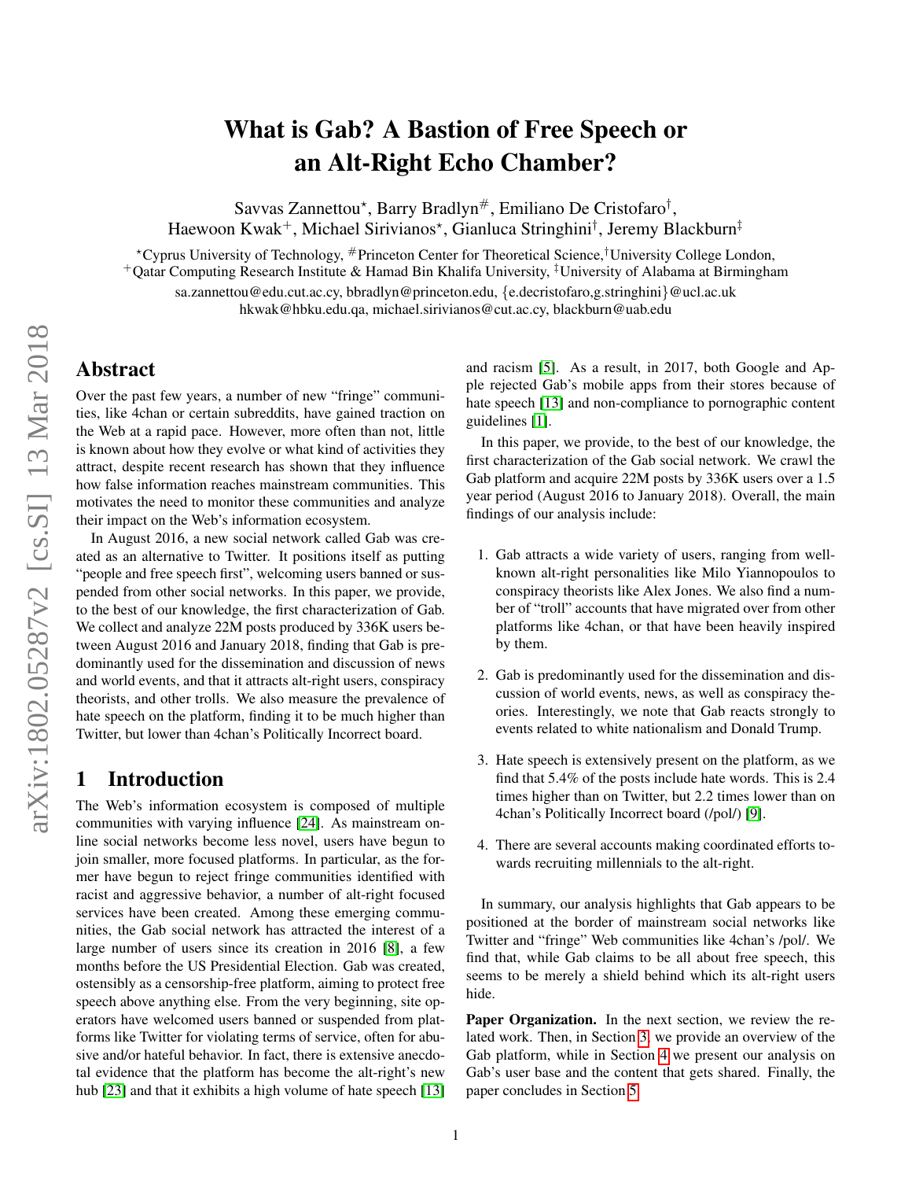# What is Gab? A Bastion of Free Speech or an Alt-Right Echo Chamber?

Savvas Zannettou[⋆], Barry Bradlyn[#], Emiliano De Cristofaro[†], Haewoon Kwak[+], Michael Sirivianos[⋆], Gianluca Stringhini[†], Jeremy Blackburn[‡]

[⋆]Cyprus University of Technology, [#]Princeton Center for Theoretical Science, [†]University College London, [+]Qatar Computing Research Institute & Hamad Bin Khalifa University, [‡]University of Alabama at Birmingham

sa.zannettou@edu.cut.ac.cy, bbradlyn@princeton.edu, {e.decristofaro,g.stringhini}@ucl.ac.uk
hkwak@hbku.edu.qa, michael.sirivianos@cut.ac.cy, blackburn@uab.edu

## Abstract

Over the past few years, a number of new "fringe" communities, like 4chan or certain subreddits, have gained traction on the Web at a rapid pace. However, more often than not, little is known about how they evolve or what kind of activities they attract, despite recent research has shown that they influence how false information reaches mainstream communities. This motivates the need to monitor these communities and analyze their impact on the Web's information ecosystem.

In August 2016, a new social network called Gab was created as an alternative to Twitter. It positions itself as putting "people and free speech first", welcoming users banned or suspended from other social networks. In this paper, we provide, to the best of our knowledge, the first characterization of Gab. We collect and analyze 22M posts produced by 336K users between August 2016 and January 2018, finding that Gab is predominantly used for the dissemination and discussion of news and world events, and that it attracts alt-right users, conspiracy theorists, and other trolls. We also measure the prevalence of hate speech on the platform, finding it to be much higher than Twitter, but lower than 4chan's Politically Incorrect board.

## 1 Introduction

The Web's information ecosystem is composed of multiple communities with varying influence [24]. As mainstream online social networks become less novel, users have begun to join smaller, more focused platforms. In particular, as the former have begun to reject fringe communities identified with racist and aggressive behavior, a number of alt-right focused services have been created. Among these emerging communities, the Gab social network has attracted the interest of a large number of users since its creation in 2016 [8], a few months before the US Presidential Election. Gab was created, ostensibly as a censorship-free platform, aiming to protect free speech above anything else. From the very beginning, site operators have welcomed users banned or suspended from platforms like Twitter for violating terms of service, often for abusive and/or hateful behavior. In fact, there is extensive anecdotal evidence that the platform has become the alt-right's new hub [23] and that it exhibits a high volume of hate speech [13] and racism [5]. As a result, in 2017, both Google and Apple rejected Gab's mobile apps from their stores because of hate speech [13] and non-compliance to pornographic content guidelines [1].

In this paper, we provide, to the best of our knowledge, the first characterization of the Gab social network. We crawl the Gab platform and acquire 22M posts by 336K users over a 1.5 year period (August 2016 to January 2018). Overall, the main findings of our analysis include:

1. Gab attracts a wide variety of users, ranging from well-known alt-right personalities like Milo Yiannopoulos to conspiracy theorists like Alex Jones. We also find a number of "troll" accounts that have migrated over from other platforms like 4chan, or that have been heavily inspired by them.
2. Gab is predominantly used for the dissemination and discussion of world events, news, as well as conspiracy theories. Interestingly, we note that Gab reacts strongly to events related to white nationalism and Donald Trump.
3. Hate speech is extensively present on the platform, as we find that 5.4% of the posts include hate words. This is 2.4 times higher than on Twitter, but 2.2 times lower than on 4chan's Politically Incorrect board (/pol/) [9].
4. There are several accounts making coordinated efforts towards recruiting millennials to the alt-right.

In summary, our analysis highlights that Gab appears to be positioned at the border of mainstream social networks like Twitter and "fringe" Web communities like 4chan's /pol/. We find that, while Gab claims to be all about free speech, this seems to be merely a shield behind which its alt-right users hide.

**Paper Organization.** In the next section, we review the related work. Then, in Section 3, we provide an overview of the Gab platform, while in Section 4 we present our analysis on Gab's user base and the content that gets shared. Finally, the paper concludes in Section 5.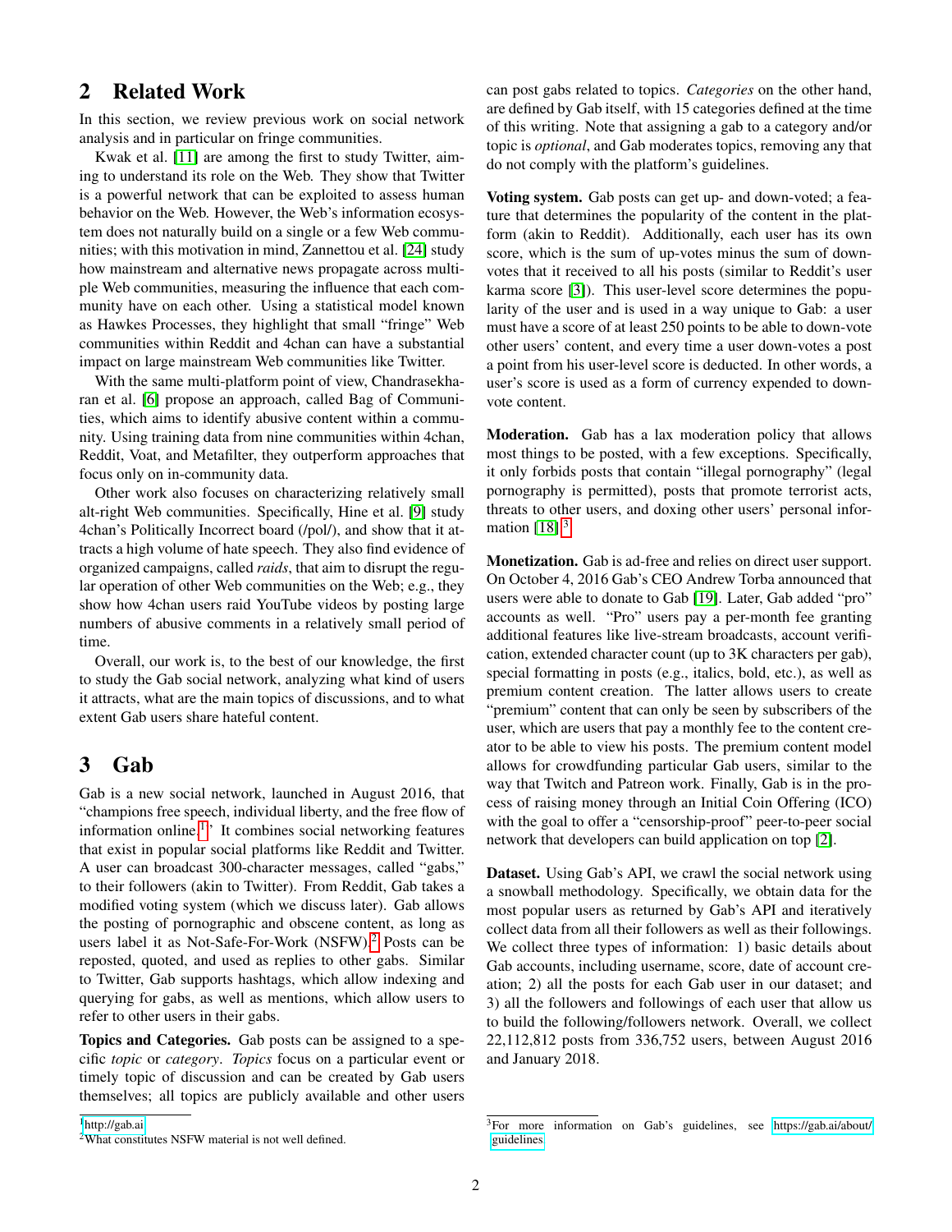## 2 Related Work

In this section, we review previous work on social network analysis and in particular on fringe communities.

Kwak et al. [11] are among the first to study Twitter, aiming to understand its role on the Web. They show that Twitter is a powerful network that can be exploited to assess human behavior on the Web. However, the Web's information ecosystem does not naturally build on a single or a few Web communities; with this motivation in mind, Zannettou et al. [24] study how mainstream and alternative news propagate across multiple Web communities, measuring the influence that each community have on each other. Using a statistical model known as Hawkes Processes, they highlight that small "fringe" Web communities within Reddit and 4chan can have a substantial impact on large mainstream Web communities like Twitter.

With the same multi-platform point of view, Chandrasekharan et al. [6] propose an approach, called Bag of Communities, which aims to identify abusive content within a community. Using training data from nine communities within 4chan, Reddit, Voat, and Metafilter, they outperform approaches that focus only on in-community data.

Other work also focuses on characterizing relatively small alt-right Web communities. Specifically, Hine et al. [9] study 4chan's Politically Incorrect board (/pol/), and show that it attracts a high volume of hate speech. They also find evidence of organized campaigns, called *raids*, that aim to disrupt the regular operation of other Web communities on the Web; e.g., they show how 4chan users raid YouTube videos by posting large numbers of abusive comments in a relatively small period of time.

Overall, our work is, to the best of our knowledge, the first to study the Gab social network, analyzing what kind of users it attracts, what are the main topics of discussions, and to what extent Gab users share hateful content.

## 3 Gab

Gab is a new social network, launched in August 2016, that "champions free speech, individual liberty, and the free flow of information online[1]." It combines social networking features that exist in popular social platforms like Reddit and Twitter. A user can broadcast 300-character messages, called "gabs," to their followers (akin to Twitter). From Reddit, Gab takes a modified voting system (which we discuss later). Gab allows the posting of pornographic and obscene content, as long as users label it as Not-Safe-For-Work (NSFW).[2] Posts can be reposted, quoted, and used as replies to other gabs. Similar to Twitter, Gab supports hashtags, which allow indexing and querying for gabs, as well as mentions, which allow users to refer to other users in their gabs.

**Topics and Categories.** Gab posts can be assigned to a specific *topic* or *category*. *Topics* focus on a particular event or timely topic of discussion and can be created by Gab users themselves; all topics are publicly available and other users can post gabs related to topics. *Categories* on the other hand, are defined by Gab itself, with 15 categories defined at the time of this writing. Note that assigning a gab to a category and/or topic is *optional*, and Gab moderates topics, removing any that do not comply with the platform's guidelines.

**Voting system.** Gab posts can get up- and down-voted; a feature that determines the popularity of the content in the platform (akin to Reddit). Additionally, each user has its own score, which is the sum of up-votes minus the sum of down-votes that it received to all his posts (similar to Reddit's user karma score [3]). This user-level score determines the popularity of the user and is used in a way unique to Gab: a user must have a score of at least 250 points to be able to down-vote other users' content, and every time a user down-votes a post a point from his user-level score is deducted. In other words, a user's score is used as a form of currency expended to down-vote content.

**Moderation.** Gab has a lax moderation policy that allows most things to be posted, with a few exceptions. Specifically, it only forbids posts that contain "illegal pornography" (legal pornography is permitted), posts that promote terrorist acts, threats to other users, and doxing other users' personal information [18].[3]

**Monetization.** Gab is ad-free and relies on direct user support. On October 4, 2016 Gab's CEO Andrew Torba announced that users were able to donate to Gab [19]. Later, Gab added "pro" accounts as well. "Pro" users pay a per-month fee granting additional features like live-stream broadcasts, account verification, extended character count (up to 3K characters per gab), special formatting in posts (e.g., italics, bold, etc.), as well as premium content creation. The latter allows users to create "premium" content that can only be seen by subscribers of the user, which are users that pay a monthly fee to the content creator to be able to view his posts. The premium content model allows for crowdfunding particular Gab users, similar to the way that Twitch and Patreon work. Finally, Gab is in the process of raising money through an Initial Coin Offering (ICO) with the goal to offer a "censorship-proof" peer-to-peer social network that developers can build application on top [2].

**Dataset.** Using Gab's API, we crawl the social network using a snowball methodology. Specifically, we obtain data for the most popular users as returned by Gab's API and iteratively collect data from all their followers as well as their followings. We collect three types of information: 1) basic details about Gab accounts, including username, score, date of account creation; 2) all the posts for each Gab user in our dataset; and 3) all the followers and followings of each user that allow us to build the following/followers network. Overall, we collect 22,112,812 posts from 336,752 users, between August 2016 and January 2018.

[1] http://gab.ai

[2] What constitutes NSFW material is not well defined.

[3] For more information on Gab's guidelines, see https://gab.ai/about/guidelines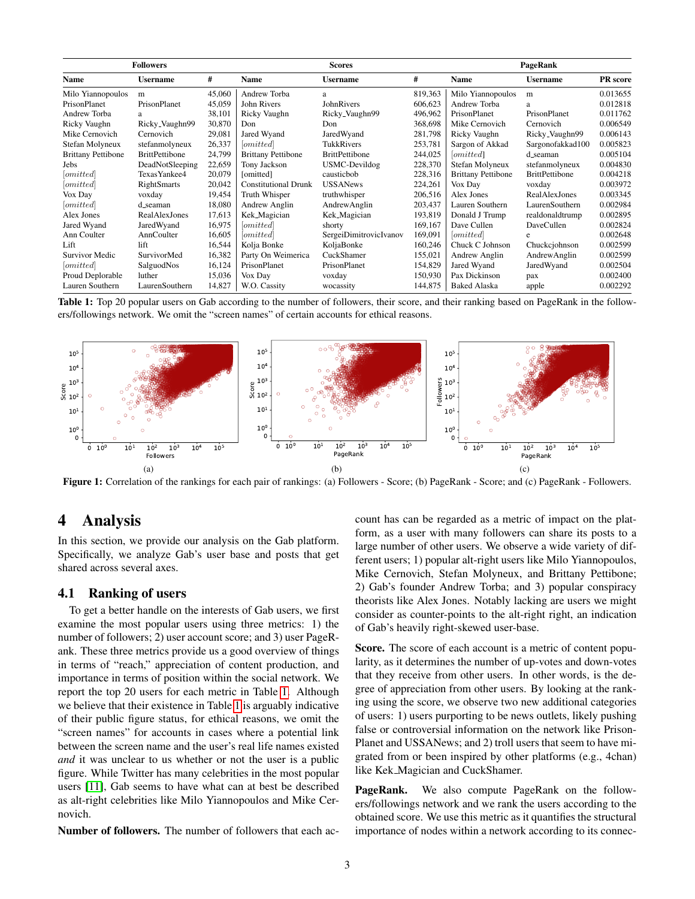| Followers | | | Scores | | | PageRank | | |
|---|---|---|---|---|---|---|---|---|
| Name | Username | # | Name | Username | # | Name | Username | PR score |
| Milo Yiannopoulos | m | 45,060 | Andrew Torba | a | 819,363 | Milo Yiannopoulos | m | 0.013655 |
| PrisonPlanet | PrisonPlanet | 45,059 | John Rivers | JohnRivers | 606,623 | Andrew Torba | a | 0.012818 |
| Andrew Torba | a | 38,101 | Ricky Vaughn | Ricky_Vaughn99 | 496,962 | PrisonPlanet | PrisonPlanet | 0.011762 |
| Ricky Vaughn | Ricky_Vaughn99 | 30,870 | Don | Don | 368,698 | Mike Cernovich | Cernovich | 0.006549 |
| Mike Cernovich | Cernovich | 29,081 | Jared Wyand | JaredWyand | 281,798 | Ricky Vaughn | Ricky_Vaughn99 | 0.006143 |
| Stefan Molyneux | stefanmolyneux | 26,337 | *[omitted]* | TukkRivers | 253,781 | Sargon of Akkad | Sargonofakkad100 | 0.005823 |
| Brittany Pettibone | BrittPettibone | 24,799 | Brittany Pettibone | BrittPettibone | 244,025 | *[omitted]* | d_seaman | 0.005104 |
| Jebs | DeadNotSleeping | 22,659 | Tony Jackson | USMC-Devildog | 228,370 | Stefan Molyneux | stefanmolyneux | 0.004830 |
| *[omitted]* | TexasYankee4 | 20,079 | [omitted] | causticbob | 228,316 | Brittany Pettibone | BrittPettibone | 0.004218 |
| *[omitted]* | RightSmarts | 20,042 | Constitutional Drunk | USSANews | 224,261 | Vox Day | voxday | 0.003972 |
| Vox Day | voxday | 19,454 | Truth Whisper | truthwhisper | 206,516 | Alex Jones | RealAlexJones | 0.003345 |
| *[omitted]* | d_seaman | 18,080 | Andrew Anglin | AndrewAnglin | 203,437 | Lauren Southern | LaurenSouthern | 0.002984 |
| Alex Jones | RealAlexJones | 17,613 | Kek_Magician | Kek_Magician | 193,819 | Donald J Trump | realdonaldtrump | 0.002895 |
| Jared Wyand | JaredWyand | 16,975 | *[omitted]* | shorty | 169,167 | Dave Cullen | DaveCullen | 0.002824 |
| Ann Coulter | AnnCoulter | 16,605 | *[omitted]* | SergeiDimitrovicIvanov | 169,091 | *[omitted]* | e | 0.002648 |
| Lift | lift | 16,544 | Kolja Bonke | KoljaBonke | 160,246 | Chuck C Johnson | Chuckcjohnson | 0.002599 |
| Survivor Medic | SurvivorMed | 16,382 | Party On Weimerica | CuckShamer | 155,021 | Andrew Anglin | AndrewAnglin | 0.002599 |
| *[omitted]* | SalguodNos | 16,124 | PrisonPlanet | PrisonPlanet | 154,829 | Jared Wyand | JaredWyand | 0.002504 |
| Proud Deplorable | luther | 15,036 | Vox Day | voxday | 150,930 | Pax Dickinson | pax | 0.002400 |
| Lauren Southern | LaurenSouthern | 14,827 | W.O. Cassity | wocassity | 144,875 | Baked Alaska | apple | 0.002292 |

**Table 1:** Top 20 popular users on Gab according to the number of followers, their score, and their ranking based on PageRank in the followers/followings network. We omit the "screen names" of certain accounts for ethical reasons.

(a) (b) (c)

**Figure 1:** Correlation of the rankings for each pair of rankings: (a) Followers - Score; (b) PageRank - Score; and (c) PageRank - Followers.

# 4 Analysis

In this section, we provide our analysis on the Gab platform. Specifically, we analyze Gab's user base and posts that get shared across several axes.

## 4.1 Ranking of users

To get a better handle on the interests of Gab users, we first examine the most popular users using three metrics: 1) the number of followers; 2) user account score; and 3) user PageRank. These three metrics provide us a good overview of things in terms of "reach," appreciation of content production, and importance in terms of position within the social network. We report the top 20 users for each metric in Table 1. Although we believe that their existence in Table 1 is arguably indicative of their public figure status, for ethical reasons, we omit the "screen names" for accounts in cases where a potential link between the screen name and the user's real life names existed *and* it was unclear to us whether or not the user is a public figure. While Twitter has many celebrities in the most popular users [11], Gab seems to have what can at best be described as alt-right celebrities like Milo Yiannopoulos and Mike Cernovich.

**Number of followers.** The number of followers that each account has can be regarded as a metric of impact on the platform, as a user with many followers can share its posts to a large number of other users. We observe a wide variety of different users; 1) popular alt-right users like Milo Yiannopoulos, Mike Cernovich, Stefan Molyneux, and Brittany Pettibone; 2) Gab's founder Andrew Torba; and 3) popular conspiracy theorists like Alex Jones. Notably lacking are users we might consider as counter-points to the alt-right right, an indication of Gab's heavily right-skewed user-base.

**Score.** The score of each account is a metric of content popularity, as it determines the number of up-votes and down-votes that they receive from other users. In other words, is the degree of appreciation from other users. By looking at the ranking using the score, we observe two new additional categories of users: 1) users purporting to be news outlets, likely pushing false or controversial information on the network like PrisonPlanet and USSANews; and 2) troll users that seem to have migrated from or been inspired by other platforms (e.g., 4chan) like Kek_Magician and CuckShamer.

**PageRank.** We also compute PageRank on the followers/followings network and we rank the users according to the obtained score. We use this metric as it quantifies the structural importance of nodes within a network according to its connec-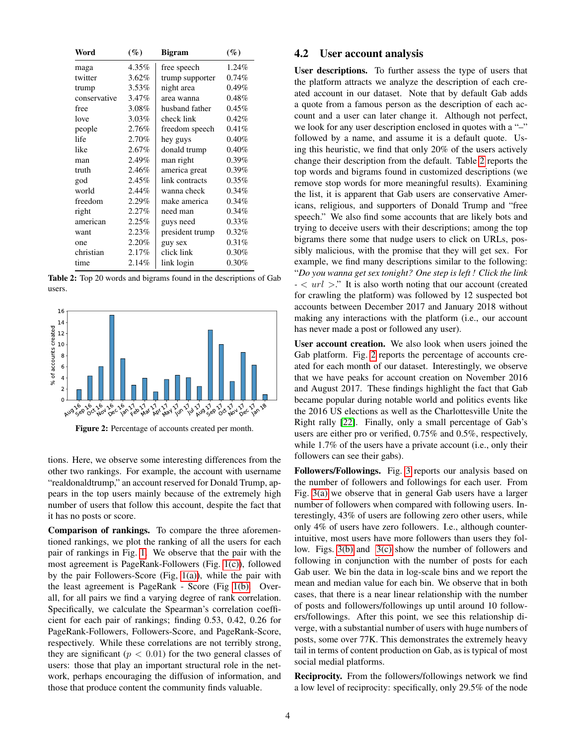| Word | (%) | Bigram | (%) |
|---|---|---|---|
| maga | 4.35% | free speech | 1.24% |
| twitter | 3.62% | trump supporter | 0.74% |
| trump | 3.53% | night area | 0.49% |
| conservative | 3.47% | area wanna | 0.48% |
| free | 3.08% | husband father | 0.45% |
| love | 3.03% | check link | 0.42% |
| people | 2.76% | freedom speech | 0.41% |
| life | 2.70% | hey guys | 0.40% |
| like | 2.67% | donald trump | 0.40% |
| man | 2.49% | man right | 0.39% |
| truth | 2.46% | america great | 0.39% |
| god | 2.45% | link contracts | 0.35% |
| world | 2.44% | wanna check | 0.34% |
| freedom | 2.29% | make america | 0.34% |
| right | 2.27% | need man | 0.34% |
| american | 2.25% | guys need | 0.33% |
| want | 2.23% | president trump | 0.32% |
| one | 2.20% | guy sex | 0.31% |
| christian | 2.17% | click link | 0.30% |
| time | 2.14% | link login | 0.30% |

**Table 2:** Top 20 words and bigrams found in the descriptions of Gab users.

**Figure 2:** Percentage of accounts created per month.

tions. Here, we observe some interesting differences from the other two rankings. For example, the account with username "realdonaldtrump," an account reserved for Donald Trump, appears in the top users mainly because of the extremely high number of users that follow this account, despite the fact that it has no posts or score.

**Comparison of rankings.** To compare the three aforementioned rankings, we plot the ranking of all the users for each pair of rankings in Fig. 1. We observe that the pair with the most agreement is PageRank-Followers (Fig. 1(c)), followed by the pair Followers-Score (Fig, 1(a)), while the pair with the least agreement is PageRank - Score (Fig 1(b)). Overall, for all pairs we find a varying degree of rank correlation. Specifically, we calculate the Spearman's correlation coefficient for each pair of rankings; finding 0.53, 0.42, 0.26 for PageRank-Followers, Followers-Score, and PageRank-Score, respectively. While these correlations are not terribly strong, they are significant ($p < 0.01$) for the two general classes of users: those that play an important structural role in the network, perhaps encouraging the diffusion of information, and those that produce content the community finds valuable.

## 4.2 User account analysis

**User descriptions.** To further assess the type of users that the platform attracts we analyze the description of each created account in our dataset. Note that by default Gab adds a quote from a famous person as the description of each account and a user can later change it. Although not perfect, we look for any user description enclosed in quotes with a "–" followed by a name, and assume it is a default quote. Using this heuristic, we find that only 20% of the users actively change their description from the default. Table 2 reports the top words and bigrams found in customized descriptions (we remove stop words for more meaningful results). Examining the list, it is apparent that Gab users are conservative Americans, religious, and supporters of Donald Trump and "free speech." We also find some accounts that are likely bots and trying to deceive users with their descriptions; among the top bigrams there some that nudge users to click on URLs, possibly malicious, with the promise that they will get sex. For example, we find many descriptions similar to the following: "*Do you wanna get sex tonight? One step is left ! Click the link - < url >.*" It is also worth noting that our account (created for crawling the platform) was followed by 12 suspected bot accounts between December 2017 and January 2018 without making any interactions with the platform (i.e., our account has never made a post or followed any user).

**User account creation.** We also look when users joined the Gab platform. Fig. 2 reports the percentage of accounts created for each month of our dataset. Interestingly, we observe that we have peaks for account creation on November 2016 and August 2017. These findings highlight the fact that Gab became popular during notable world and politics events like the 2016 US elections as well as the Charlottesville Unite the Right rally [22]. Finally, only a small percentage of Gab's users are either pro or verified, 0.75% and 0.5%, respectively, while 1.7% of the users have a private account (i.e., only their followers can see their gabs).

**Followers/Followings.** Fig. 3 reports our analysis based on the number of followers and followings for each user. From Fig. 3(a) we observe that in general Gab users have a larger number of followers when compared with following users. Interestingly, 43% of users are following zero other users, while only 4% of users have zero followers. I.e., although counterintuitive, most users have more followers than users they follow. Figs. 3(b) and 3(c) show the number of followers and following in conjunction with the number of posts for each Gab user. We bin the data in log-scale bins and we report the mean and median value for each bin. We observe that in both cases, that there is a near linear relationship with the number of posts and followers/followings up until around 10 followers/followings. After this point, we see this relationship diverge, with a substantial number of users with huge numbers of posts, some over 77K. This demonstrates the extremely heavy tail in terms of content production on Gab, as is typical of most social medial platforms.

**Reciprocity.** From the followers/followings network we find a low level of reciprocity: specifically, only 29.5% of the node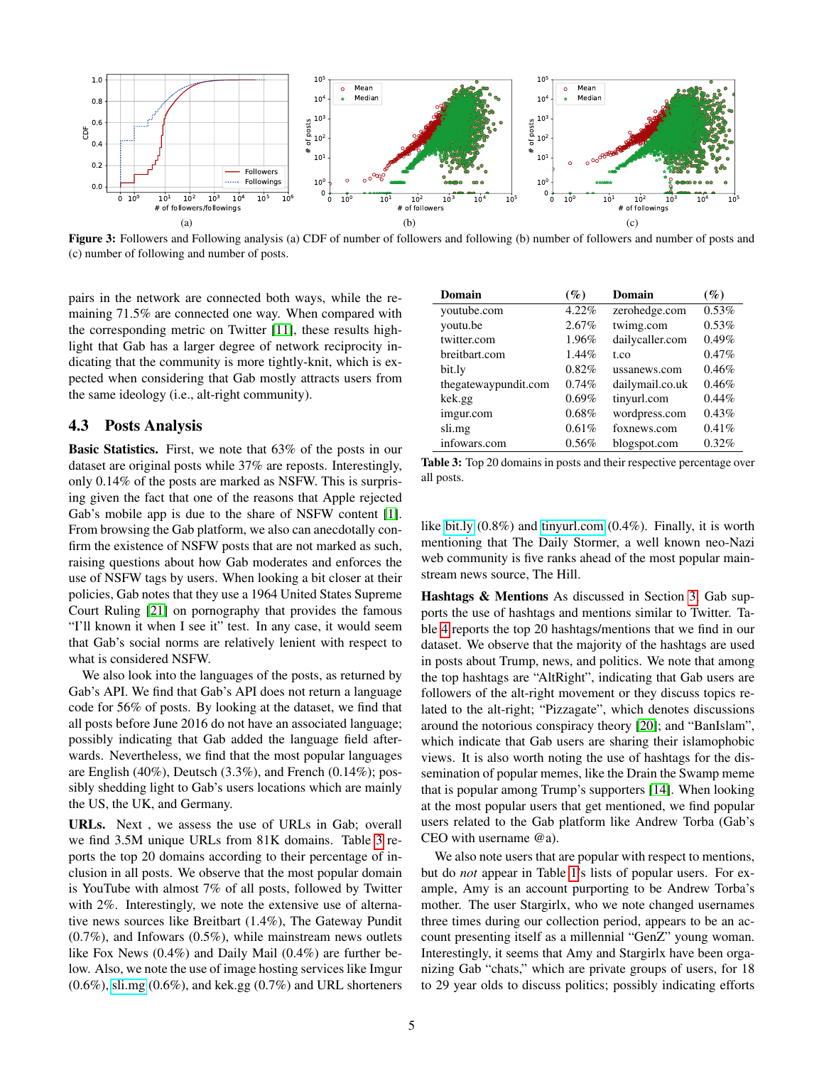Figure 3: Followers and Following analysis (a) CDF of number of followers and following (b) number of followers and number of posts and (c) number of following and number of posts.

pairs in the network are connected both ways, while the remaining 71.5% are connected one way. When compared with the corresponding metric on Twitter [11], these results highlight that Gab has a larger degree of network reciprocity indicating that the community is more tightly-knit, which is expected when considering that Gab mostly attracts users from the same ideology (i.e., alt-right community).

## 4.3 Posts Analysis

**Basic Statistics.** First, we note that 63% of the posts in our dataset are original posts while 37% are reposts. Interestingly, only 0.14% of the posts are marked as NSFW. This is surprising given the fact that one of the reasons that Apple rejected Gab's mobile app is due to the share of NSFW content [1]. From browsing the Gab platform, we also can anecdotally confirm the existence of NSFW posts that are not marked as such, raising questions about how Gab moderates and enforces the use of NSFW tags by users. When looking a bit closer at their policies, Gab notes that they use a 1964 United States Supreme Court Ruling [21] on pornography that provides the famous "I'll known it when I see it" test. In any case, it would seem that Gab's social norms are relatively lenient with respect to what is considered NSFW.

We also look into the languages of the posts, as returned by Gab's API. We find that Gab's API does not return a language code for 56% of posts. By looking at the dataset, we find that all posts before June 2016 do not have an associated language; possibly indicating that Gab added the language field afterwards. Nevertheless, we find that the most popular languages are English (40%), Deutsch (3.3%), and French (0.14%); possibly shedding light to Gab's users locations which are mainly the US, the UK, and Germany.

**URLs.** Next , we assess the use of URLs in Gab; overall we find 3.5M unique URLs from 81K domains. Table 3 reports the top 20 domains according to their percentage of inclusion in all posts. We observe that the most popular domain is YouTube with almost 7% of all posts, followed by Twitter with 2%. Interestingly, we note the extensive use of alternative news sources like Breitbart (1.4%), The Gateway Pundit (0.7%), and Infowars (0.5%), while mainstream news outlets like Fox News (0.4%) and Daily Mail (0.4%) are further below. Also, we note the use of image hosting services like Imgur (0.6%), sli.mg (0.6%), and kek.gg (0.7%) and URL shorteners like bit.ly (0.8%) and tinyurl.com (0.4%). Finally, it is worth mentioning that The Daily Stormer, a well known neo-Nazi web community is five ranks ahead of the most popular mainstream news source, The Hill.

| Domain | (%) | Domain | (%) |
|---|---|---|---|
| youtube.com | 4.22% | zerohedge.com | 0.53% |
| youtu.be | 2.67% | twimg.com | 0.53% |
| twitter.com | 1.96% | dailycaller.com | 0.49% |
| breitbart.com | 1.44% | t.co | 0.47% |
| bit.ly | 0.82% | ussanews.com | 0.46% |
| thegatewaypundit.com | 0.74% | dailymail.co.uk | 0.46% |
| kek.gg | 0.69% | tinyurl.com | 0.44% |
| imgur.com | 0.68% | wordpress.com | 0.43% |
| sli.mg | 0.61% | foxnews.com | 0.41% |
| infowars.com | 0.56% | blogspot.com | 0.32% |

Table 3: Top 20 domains in posts and their respective percentage over all posts.

**Hashtags & Mentions** As discussed in Section 3, Gab supports the use of hashtags and mentions similar to Twitter. Table 4 reports the top 20 hashtags/mentions that we find in our dataset. We observe that the majority of the hashtags are used in posts about Trump, news, and politics. We note that among the top hashtags are "AltRight", indicating that Gab users are followers of the alt-right movement or they discuss topics related to the alt-right; "Pizzagate", which denotes discussions around the notorious conspiracy theory [20]; and "BanIslam", which indicate that Gab users are sharing their islamophobic views. It is also worth noting the use of hashtags for the dissemination of popular memes, like the Drain the Swamp meme that is popular among Trump's supporters [14]. When looking at the most popular users that get mentioned, we find popular users related to the Gab platform like Andrew Torba (Gab's CEO with username @a).

We also note users that are popular with respect to mentions, but do *not* appear in Table 1's lists of popular users. For example, Amy is an account purporting to be Andrew Torba's mother. The user Stargirlx, who we note changed usernames three times during our collection period, appears to be an account presenting itself as a millennial "GenZ" young woman. Interestingly, it seems that Amy and Stargirlx have been organizing Gab "chats," which are private groups of users, for 18 to 29 year olds to discuss politics; possibly indicating efforts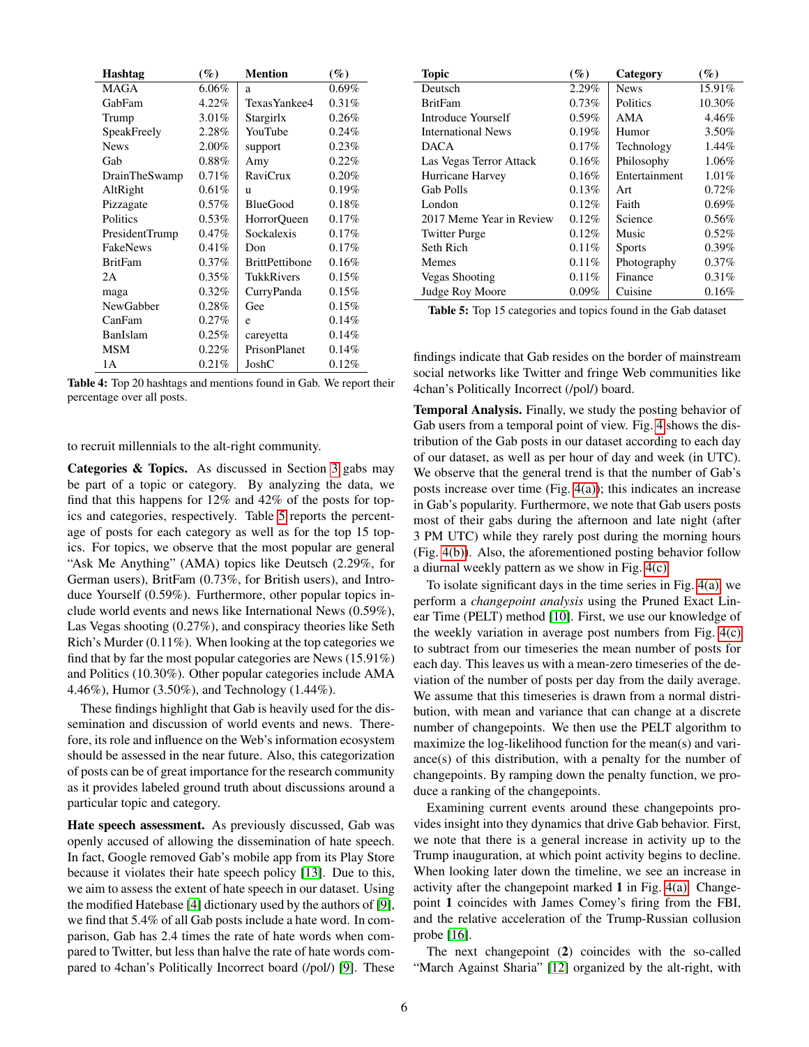| Hashtag | (%) | Mention | (%) |
|---|---|---|---|
| MAGA | 6.06% | a | 0.69% |
| GabFam | 4.22% | TexasYankee4 | 0.31% |
| Trump | 3.01% | Stargirlx | 0.26% |
| SpeakFreely | 2.28% | YouTube | 0.24% |
| News | 2.00% | support | 0.23% |
| Gab | 0.88% | Amy | 0.22% |
| DrainTheSwamp | 0.71% | RaviCrux | 0.20% |
| AltRight | 0.61% | u | 0.19% |
| Pizzagate | 0.57% | BlueGood | 0.18% |
| Politics | 0.53% | HorrorQueen | 0.17% |
| PresidentTrump | 0.47% | Sockalexis | 0.17% |
| FakeNews | 0.41% | Don | 0.17% |
| BritFam | 0.37% | BrittPettibone | 0.16% |
| 2A | 0.35% | TukkRivers | 0.15% |
| maga | 0.32% | CurryPanda | 0.15% |
| NewGabber | 0.28% | Gee | 0.15% |
| CanFam | 0.27% | e | 0.14% |
| BanIslam | 0.25% | careyetta | 0.14% |
| MSM | 0.22% | PrisonPlanet | 0.14% |
| 1A | 0.21% | JoshC | 0.12% |

**Table 4:** Top 20 hashtags and mentions found in Gab. We report their percentage over all posts.

to recruit millennials to the alt-right community.

**Categories & Topics.** As discussed in Section 3 gabs may be part of a topic or category. By analyzing the data, we find that this happens for 12% and 42% of the posts for topics and categories, respectively. Table 5 reports the percentage of posts for each category as well as for the top 15 topics. For topics, we observe that the most popular are general "Ask Me Anything" (AMA) topics like Deutsch (2.29%, for German users), BritFam (0.73%, for British users), and Introduce Yourself (0.59%). Furthermore, other popular topics include world events and news like International News (0.59%), Las Vegas shooting (0.27%), and conspiracy theories like Seth Rich's Murder (0.11%). When looking at the top categories we find that by far the most popular categories are News (15.91%) and Politics (10.30%). Other popular categories include AMA 4.46%), Humor (3.50%), and Technology (1.44%).

These findings highlight that Gab is heavily used for the dissemination and discussion of world events and news. Therefore, its role and influence on the Web's information ecosystem should be assessed in the near future. Also, this categorization of posts can be of great importance for the research community as it provides labeled ground truth about discussions around a particular topic and category.

**Hate speech assessment.** As previously discussed, Gab was openly accused of allowing the dissemination of hate speech. In fact, Google removed Gab's mobile app from its Play Store because it violates their hate speech policy [13]. Due to this, we aim to assess the extent of hate speech in our dataset. Using the modified Hatebase [4] dictionary used by the authors of [9], we find that 5.4% of all Gab posts include a hate word. In comparison, Gab has 2.4 times the rate of hate words when compared to Twitter, but less than halve the rate of hate words compared to 4chan's Politically Incorrect board (/pol/) [9]. These

| Topic | (%) | Category | (%) |
|---|---|---|---|
| Deutsch | 2.29% | News | 15.91% |
| BritFam | 0.73% | Politics | 10.30% |
| Introduce Yourself | 0.59% | AMA | 4.46% |
| International News | 0.19% | Humor | 3.50% |
| DACA | 0.17% | Technology | 1.44% |
| Las Vegas Terror Attack | 0.16% | Philosophy | 1.06% |
| Hurricane Harvey | 0.16% | Entertainment | 1.01% |
| Gab Polls | 0.13% | Art | 0.72% |
| London | 0.12% | Faith | 0.69% |
| 2017 Meme Year in Review | 0.12% | Science | 0.56% |
| Twitter Purge | 0.12% | Music | 0.52% |
| Seth Rich | 0.11% | Sports | 0.39% |
| Memes | 0.11% | Photography | 0.37% |
| Vegas Shooting | 0.11% | Finance | 0.31% |
| Judge Roy Moore | 0.09% | Cuisine | 0.16% |

**Table 5:** Top 15 categories and topics found in the Gab dataset

findings indicate that Gab resides on the border of mainstream social networks like Twitter and fringe Web communities like 4chan's Politically Incorrect (/pol/) board.

**Temporal Analysis.** Finally, we study the posting behavior of Gab users from a temporal point of view. Fig. 4 shows the distribution of the Gab posts in our dataset according to each day of our dataset, as well as per hour of day and week (in UTC). We observe that the general trend is that the number of Gab's posts increase over time (Fig. 4(a)); this indicates an increase in Gab's popularity. Furthermore, we note that Gab users posts most of their gabs during the afternoon and late night (after 3 PM UTC) while they rarely post during the morning hours (Fig. 4(b)). Also, the aforementioned posting behavior follow a diurnal weekly pattern as we show in Fig. 4(c).

To isolate significant days in the time series in Fig. 4(a), we perform a *changepoint analysis* using the Pruned Exact Linear Time (PELT) method [10]. First, we use our knowledge of the weekly variation in average post numbers from Fig. 4(c) to subtract from our timeseries the mean number of posts for each day. This leaves us with a mean-zero timeseries of the deviation of the number of posts per day from the daily average. We assume that this timeseries is drawn from a normal distribution, with mean and variance that can change at a discrete number of changepoints. We then use the PELT algorithm to maximize the log-likelihood function for the mean(s) and variance(s) of this distribution, with a penalty for the number of changepoints. By ramping down the penalty function, we produce a ranking of the changepoints.

Examining current events around these changepoints provides insight into they dynamics that drive Gab behavior. First, we note that there is a general increase in activity up to the Trump inauguration, at which point activity begins to decline. When looking later down the timeline, we see an increase in activity after the changepoint marked **1** in Fig. 4(a). Changepoint **1** coincides with James Comey's firing from the FBI, and the relative acceleration of the Trump-Russian collusion probe [16].

The next changepoint (**2**) coincides with the so-called "March Against Sharia" [12] organized by the alt-right, with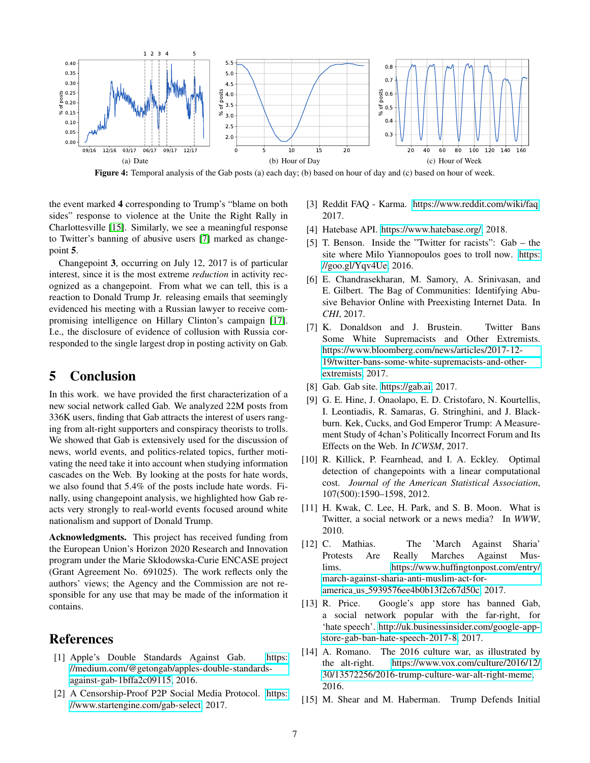Figure 4: Temporal analysis of the Gab posts (a) each day; (b) based on hour of day and (c) based on hour of week.

the event marked **4** corresponding to Trump's "blame on both sides" response to violence at the Unite the Right Rally in Charlottesville [15]. Similarly, we see a meaningful response to Twitter's banning of abusive users [7] marked as changepoint **5**.

Changepoint **3**, occurring on July 12, 2017 is of particular interest, since it is the most extreme *reduction* in activity recognized as a changepoint. From what we can tell, this is a reaction to Donald Trump Jr. releasing emails that seemingly evidenced his meeting with a Russian lawyer to receive compromising intelligence on Hillary Clinton's campaign [17]. I.e., the disclosure of evidence of collusion with Russia corresponded to the single largest drop in posting activity on Gab.

## 5 Conclusion

In this work. we have provided the first characterization of a new social network called Gab. We analyzed 22M posts from 336K users, finding that Gab attracts the interest of users ranging from alt-right supporters and conspiracy theorists to trolls. We showed that Gab is extensively used for the discussion of news, world events, and politics-related topics, further motivating the need take it into account when studying information cascades on the Web. By looking at the posts for hate words, we also found that 5.4% of the posts include hate words. Finally, using changepoint analysis, we highlighted how Gab reacts very strongly to real-world events focused around white nationalism and support of Donald Trump.

**Acknowledgments.** This project has received funding from the European Union's Horizon 2020 Research and Innovation program under the Marie Skłodowska-Curie ENCASE project (Grant Agreement No. 691025). The work reflects only the authors' views; the Agency and the Commission are not responsible for any use that may be made of the information it contains.

## References

[1] Apple's Double Standards Against Gab. https://medium.com/@getongab/apples-double-standards-against-gab-1bffa2c09115, 2016.

[2] A Censorship-Proof P2P Social Media Protocol. https://www.startengine.com/gab-select, 2017.

[3] Reddit FAQ - Karma. https://www.reddit.com/wiki/faq, 2017.

[4] Hatebase API. https://www.hatebase.org/, 2018.

[5] T. Benson. Inside the "Twitter for racists": Gab – the site where Milo Yiannopoulos goes to troll now. https://goo.gl/Yqv4Ue, 2016.

[6] E. Chandrasekharan, M. Samory, A. Srinivasan, and E. Gilbert. The Bag of Communities: Identifying Abusive Behavior Online with Preexisting Internet Data. In *CHI*, 2017.

[7] K. Donaldson and J. Brustein. Twitter Bans Some White Supremacists and Other Extremists. https://www.bloomberg.com/news/articles/2017-12-19/twitter-bans-some-white-supremacists-and-other-extremists, 2017.

[8] Gab. Gab site. https://gab.ai, 2017.

[9] G. E. Hine, J. Onaolapo, E. D. Cristofaro, N. Kourtellis, I. Leontiadis, R. Samaras, G. Stringhini, and J. Blackburn. Kek, Cucks, and God Emperor Trump: A Measurement Study of 4chan's Politically Incorrect Forum and Its Effects on the Web. In *ICWSM*, 2017.

[10] R. Killick, P. Fearnhead, and I. A. Eckley. Optimal detection of changepoints with a linear computational cost. *Journal of the American Statistical Association*, 107(500):1590–1598, 2012.

[11] H. Kwak, C. Lee, H. Park, and S. B. Moon. What is Twitter, a social network or a news media? In *WWW*, 2010.

[12] C. Mathias. The 'March Against Sharia' Protests Are Really Marches Against Muslims. https://www.huffingtonpost.com/entry/march-against-sharia-anti-muslim-act-for-america_us_5939576ee4b0b13f2c67d50c, 2017.

[13] R. Price. Google's app store has banned Gab, a social network popular with the far-right, for 'hate speech'. http://uk.businessinsider.com/google-app-store-gab-ban-hate-speech-2017-8, 2017.

[14] A. Romano. The 2016 culture war, as illustrated by the alt-right. https://www.vox.com/culture/2016/12/30/13572256/2016-trump-culture-war-alt-right-meme, 2016.

[15] M. Shear and M. Haberman. Trump Defends Initial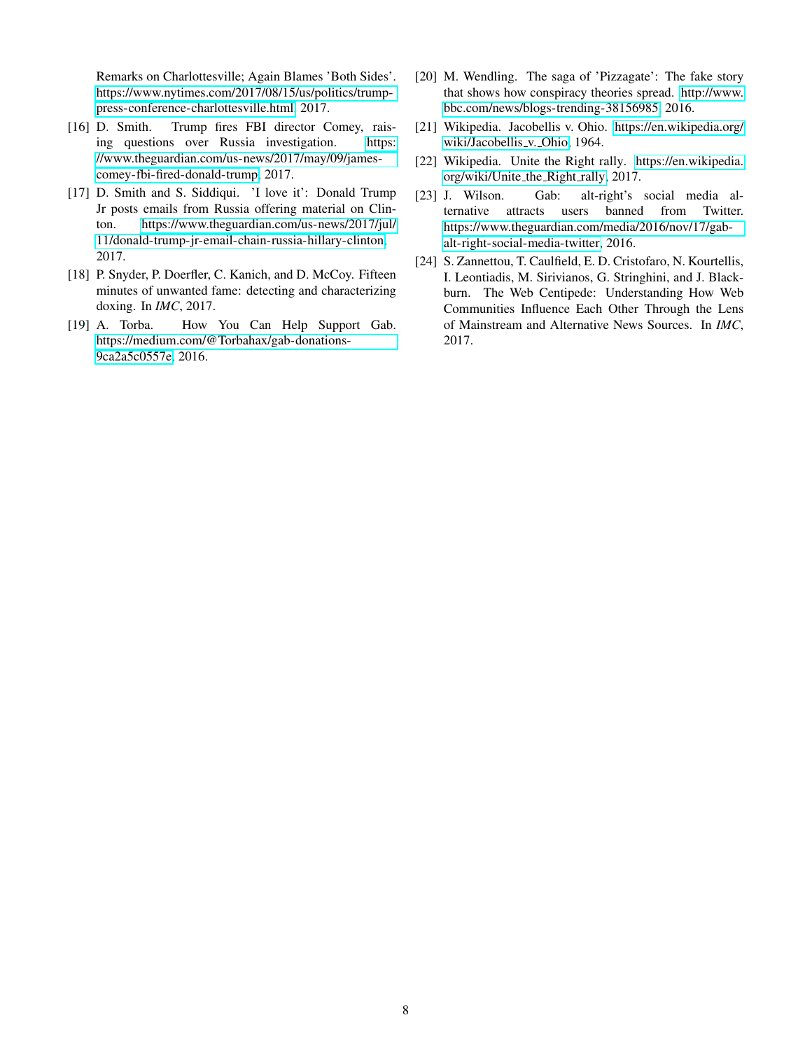Remarks on Charlottesville; Again Blames 'Both Sides'. https://www.nytimes.com/2017/08/15/us/politics/trump-press-conference-charlottesville.html, 2017.

[16] D. Smith. Trump fires FBI director Comey, raising questions over Russia investigation. https://www.theguardian.com/us-news/2017/may/09/james-comey-fbi-fired-donald-trump, 2017.

[17] D. Smith and S. Siddiqui. 'I love it': Donald Trump Jr posts emails from Russia offering material on Clinton. https://www.theguardian.com/us-news/2017/jul/11/donald-trump-jr-email-chain-russia-hillary-clinton, 2017.

[18] P. Snyder, P. Doerfler, C. Kanich, and D. McCoy. Fifteen minutes of unwanted fame: detecting and characterizing doxing. In *IMC*, 2017.

[19] A. Torba. How You Can Help Support Gab. https://medium.com/@Torbahax/gab-donations-9ca2a5c0557e, 2016.

[20] M. Wendling. The saga of 'Pizzagate': The fake story that shows how conspiracy theories spread. http://www.bbc.com/news/blogs-trending-38156985, 2016.

[21] Wikipedia. Jacobellis v. Ohio. https://en.wikipedia.org/wiki/Jacobellis_v._Ohio, 1964.

[22] Wikipedia. Unite the Right rally. https://en.wikipedia.org/wiki/Unite_the_Right_rally, 2017.

[23] J. Wilson. Gab: alt-right's social media alternative attracts users banned from Twitter. https://www.theguardian.com/media/2016/nov/17/gab-alt-right-social-media-twitter, 2016.

[24] S. Zannettou, T. Caulfield, E. D. Cristofaro, N. Kourtellis, I. Leontiadis, M. Sirivianos, G. Stringhini, and J. Blackburn. The Web Centipede: Understanding How Web Communities Influence Each Other Through the Lens of Mainstream and Alternative News Sources. In *IMC*, 2017.